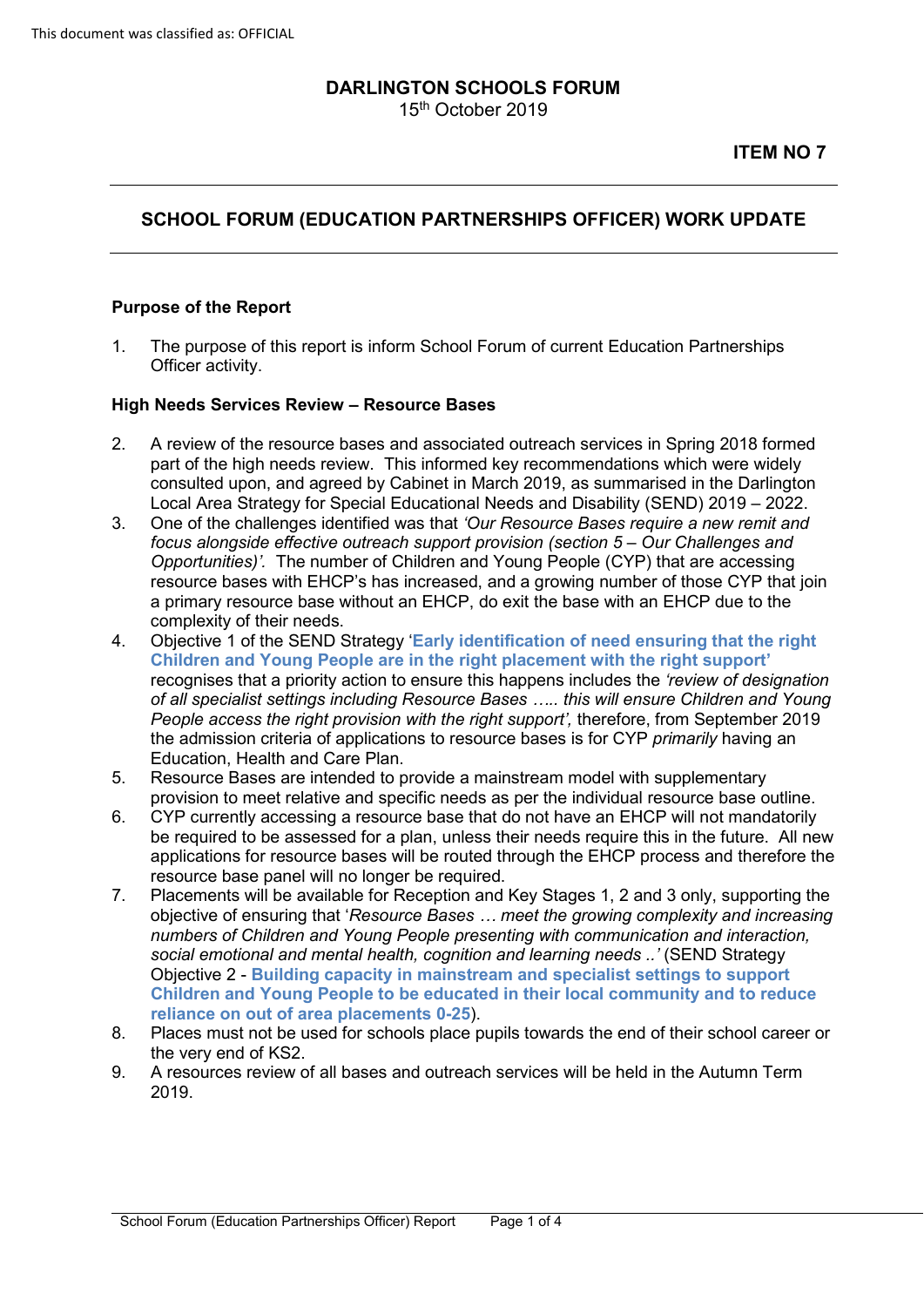This document was classified as: OFFICIAL

# DARLINGTON SCHOOLS FORUM

15th October 2019

**ITEM NO 7**

---

## SCHOOL FORUM (EDUCATION PARTNERSHIPS OFFICER) WORK UPDATE

---

### Purpose of the Report

1. The purpose of this report is inform School Forum of current Education Partnerships Officer activity.

### High Needs Services Review – Resource Bases

2. A review of the resource bases and associated outreach services in Spring 2018 formed part of the high needs review. This informed key recommendations which were widely consulted upon, and agreed by Cabinet in March 2019, as summarised in the Darlington Local Area Strategy for Special Educational Needs and Disability (SEND) 2019 – 2022.
3. One of the challenges identified was that *'Our Resource Bases require a new remit and focus alongside effective outreach support provision (section 5 – Our Challenges and Opportunities)'.* The number of Children and Young People (CYP) that are accessing resource bases with EHCP's has increased, and a growing number of those CYP that join a primary resource base without an EHCP, do exit the base with an EHCP due to the complexity of their needs.
4. Objective 1 of the SEND Strategy '**Early identification of need ensuring that the right Children and Young People are in the right placement with the right support'** recognises that a priority action to ensure this happens includes the *'review of designation of all specialist settings including Resource Bases ….. this will ensure Children and Young People access the right provision with the right support',* therefore, from September 2019 the admission criteria of applications to resource bases is for CYP *primarily* having an Education, Health and Care Plan.
5. Resource Bases are intended to provide a mainstream model with supplementary provision to meet relative and specific needs as per the individual resource base outline.
6. CYP currently accessing a resource base that do not have an EHCP will not mandatorily be required to be assessed for a plan, unless their needs require this in the future. All new applications for resource bases will be routed through the EHCP process and therefore the resource base panel will no longer be required.
7. Placements will be available for Reception and Key Stages 1, 2 and 3 only, supporting the objective of ensuring that '*Resource Bases … meet the growing complexity and increasing numbers of Children and Young People presenting with communication and interaction, social emotional and mental health, cognition and learning needs ..'* (SEND Strategy Objective 2 - **Building capacity in mainstream and specialist settings to support Children and Young People to be educated in their local community and to reduce reliance on out of area placements 0-25**).
8. Places must not be used for schools place pupils towards the end of their school career or the very end of KS2.
9. A resources review of all bases and outreach services will be held in the Autumn Term 2019.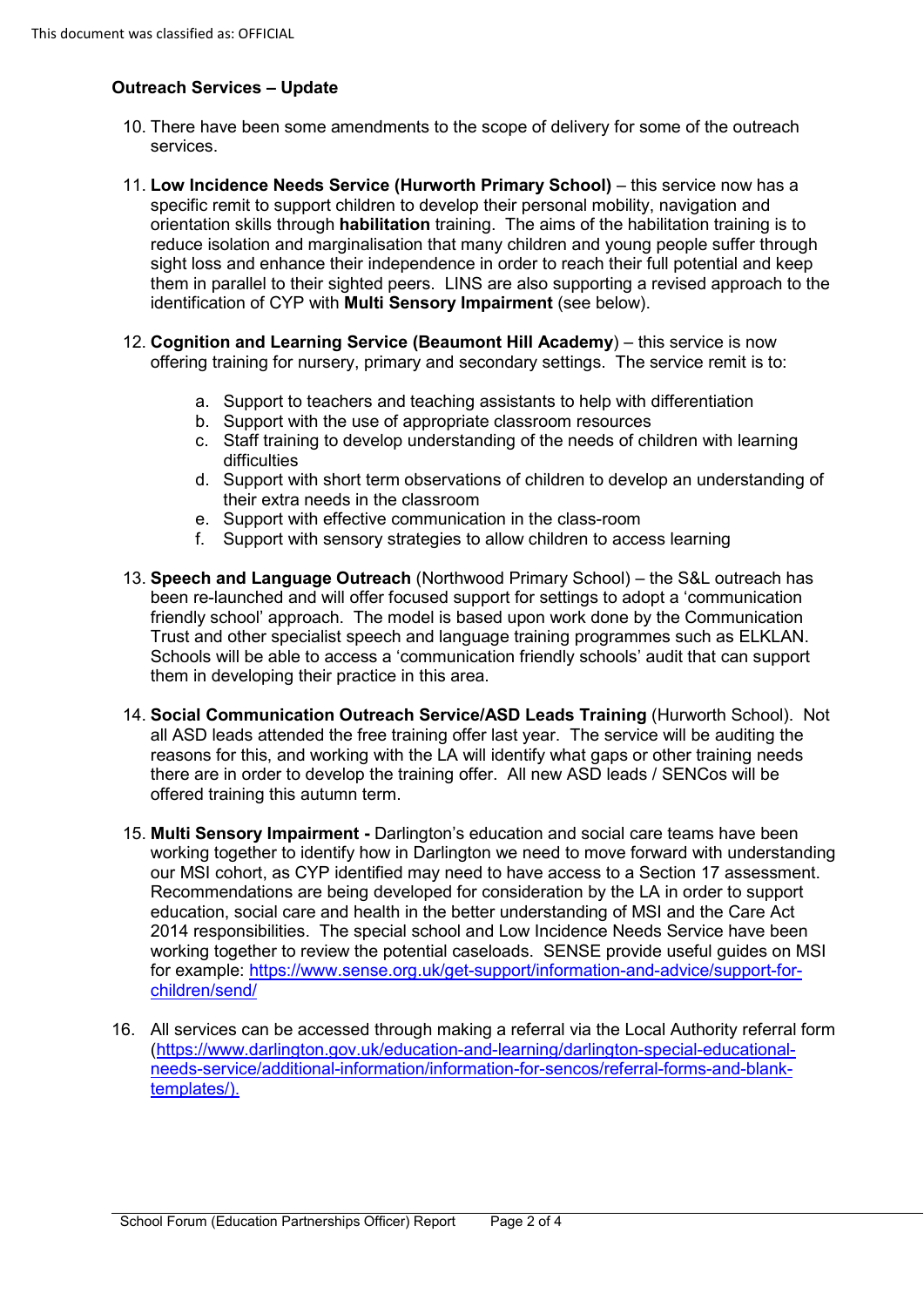This document was classified as: OFFICIAL

**Outreach Services – Update**

10. There have been some amendments to the scope of delivery for some of the outreach services.

11. **Low Incidence Needs Service (Hurworth Primary School)** – this service now has a specific remit to support children to develop their personal mobility, navigation and orientation skills through **habilitation** training. The aims of the habilitation training is to reduce isolation and marginalisation that many children and young people suffer through sight loss and enhance their independence in order to reach their full potential and keep them in parallel to their sighted peers. LINS are also supporting a revised approach to the identification of CYP with **Multi Sensory Impairment** (see below).

12. **Cognition and Learning Service (Beaumont Hill Academy**) – this service is now offering training for nursery, primary and secondary settings. The service remit is to:

    a. Support to teachers and teaching assistants to help with differentiation
    b. Support with the use of appropriate classroom resources
    c. Staff training to develop understanding of the needs of children with learning difficulties
    d. Support with short term observations of children to develop an understanding of their extra needs in the classroom
    e. Support with effective communication in the class-room
    f. Support with sensory strategies to allow children to access learning

13. **Speech and Language Outreach** (Northwood Primary School) – the S&L outreach has been re-launched and will offer focused support for settings to adopt a 'communication friendly school' approach. The model is based upon work done by the Communication Trust and other specialist speech and language training programmes such as ELKLAN. Schools will be able to access a 'communication friendly schools' audit that can support them in developing their practice in this area.

14. **Social Communication Outreach Service/ASD Leads Training** (Hurworth School). Not all ASD leads attended the free training offer last year. The service will be auditing the reasons for this, and working with the LA will identify what gaps or other training needs there are in order to develop the training offer. All new ASD leads / SENCos will be offered training this autumn term.

15. **Multi Sensory Impairment -** Darlington's education and social care teams have been working together to identify how in Darlington we need to move forward with understanding our MSI cohort, as CYP identified may need to have access to a Section 17 assessment. Recommendations are being developed for consideration by the LA in order to support education, social care and health in the better understanding of MSI and the Care Act 2014 responsibilities. The special school and Low Incidence Needs Service have been working together to review the potential caseloads. SENSE provide useful guides on MSI for example: https://www.sense.org.uk/get-support/information-and-advice/support-for-children/send/

16. All services can be accessed through making a referral via the Local Authority referral form (https://www.darlington.gov.uk/education-and-learning/darlington-special-educational-needs-service/additional-information/information-for-sencos/referral-forms-and-blank-templates/).

School Forum (Education Partnerships Officer) Report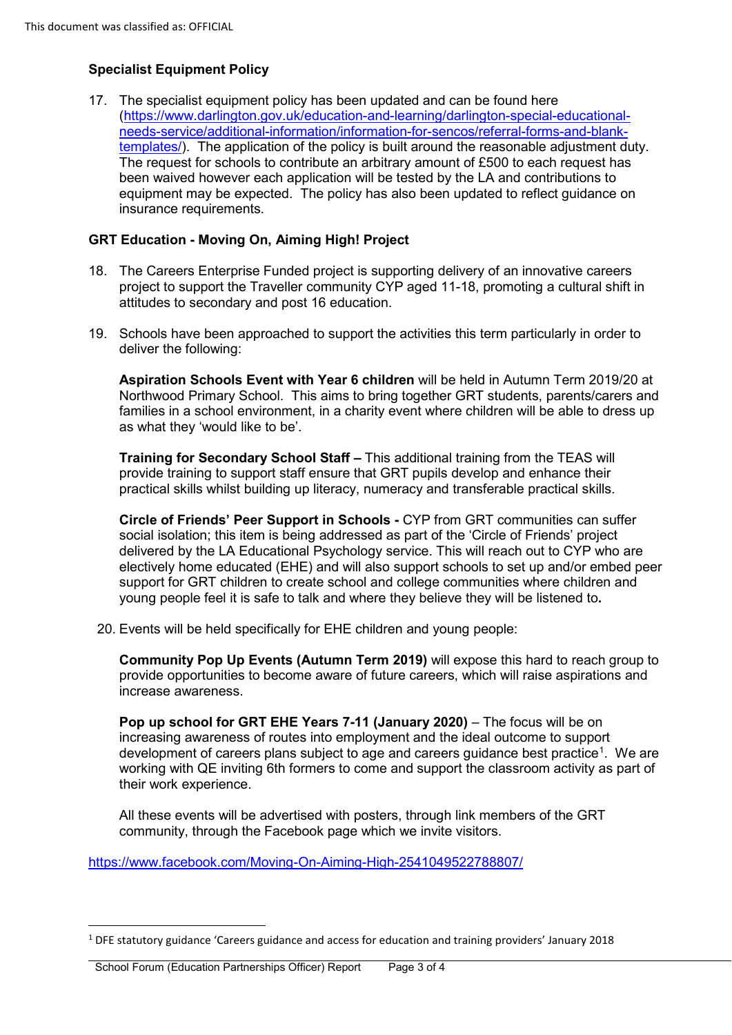### Specialist Equipment Policy

17. The specialist equipment policy has been updated and can be found here (https://www.darlington.gov.uk/education-and-learning/darlington-special-educational-needs-service/additional-information/information-for-sencos/referral-forms-and-blank-templates/). The application of the policy is built around the reasonable adjustment duty. The request for schools to contribute an arbitrary amount of £500 to each request has been waived however each application will be tested by the LA and contributions to equipment may be expected. The policy has also been updated to reflect guidance on insurance requirements.

### GRT Education - Moving On, Aiming High! Project

18. The Careers Enterprise Funded project is supporting delivery of an innovative careers project to support the Traveller community CYP aged 11-18, promoting a cultural shift in attitudes to secondary and post 16 education.

19. Schools have been approached to support the activities this term particularly in order to deliver the following:

    **Aspiration Schools Event with Year 6 children** will be held in Autumn Term 2019/20 at Northwood Primary School. This aims to bring together GRT students, parents/carers and families in a school environment, in a charity event where children will be able to dress up as what they 'would like to be'.

    **Training for Secondary School Staff –** This additional training from the TEAS will provide training to support staff ensure that GRT pupils develop and enhance their practical skills whilst building up literacy, numeracy and transferable practical skills.

    **Circle of Friends' Peer Support in Schools -** CYP from GRT communities can suffer social isolation; this item is being addressed as part of the 'Circle of Friends' project delivered by the LA Educational Psychology service. This will reach out to CYP who are electively home educated (EHE) and will also support schools to set up and/or embed peer support for GRT children to create school and college communities where children and young people feel it is safe to talk and where they believe they will be listened to**.**

20. Events will be held specifically for EHE children and young people:

    **Community Pop Up Events (Autumn Term 2019)** will expose this hard to reach group to provide opportunities to become aware of future careers, which will raise aspirations and increase awareness.

    **Pop up school for GRT EHE Years 7-11 (January 2020)** – The focus will be on increasing awareness of routes into employment and the ideal outcome to support development of careers plans subject to age and careers guidance best practice[1]. We are working with QE inviting 6th formers to come and support the classroom activity as part of their work experience.

    All these events will be advertised with posters, through link members of the GRT community, through the Facebook page which we invite visitors.

https://www.facebook.com/Moving-On-Aiming-High-2541049522788807/

---

[1] DFE statutory guidance 'Careers guidance and access for education and training providers' January 2018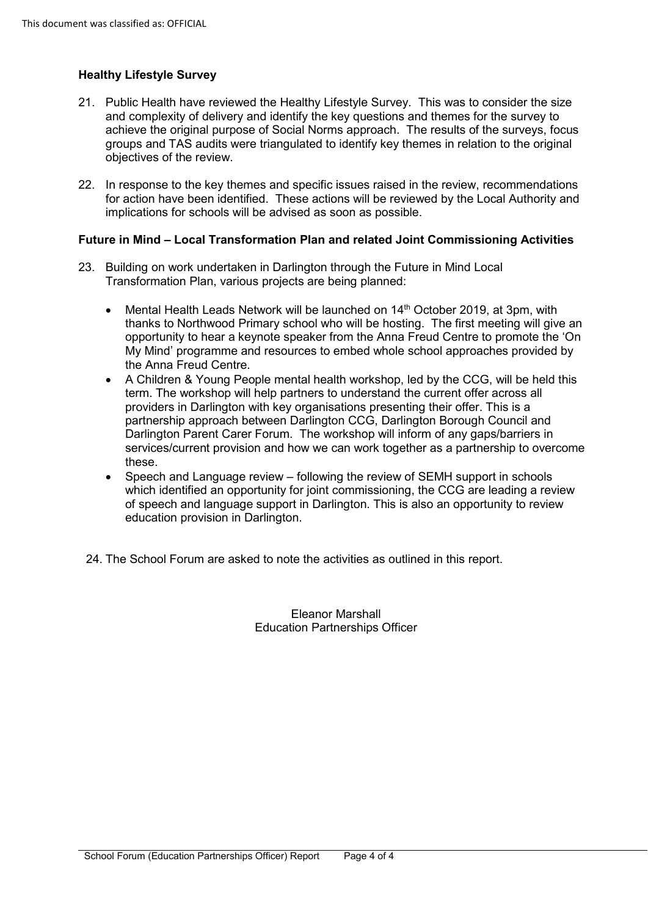### Healthy Lifestyle Survey

21. Public Health have reviewed the Healthy Lifestyle Survey. This was to consider the size and complexity of delivery and identify the key questions and themes for the survey to achieve the original purpose of Social Norms approach. The results of the surveys, focus groups and TAS audits were triangulated to identify key themes in relation to the original objectives of the review.

22. In response to the key themes and specific issues raised in the review, recommendations for action have been identified. These actions will be reviewed by the Local Authority and implications for schools will be advised as soon as possible.

### Future in Mind – Local Transformation Plan and related Joint Commissioning Activities

23. Building on work undertaken in Darlington through the Future in Mind Local Transformation Plan, various projects are being planned:

    - Mental Health Leads Network will be launched on 14th October 2019, at 3pm, with thanks to Northwood Primary school who will be hosting. The first meeting will give an opportunity to hear a keynote speaker from the Anna Freud Centre to promote the 'On My Mind' programme and resources to embed whole school approaches provided by the Anna Freud Centre.
    - A Children & Young People mental health workshop, led by the CCG, will be held this term. The workshop will help partners to understand the current offer across all providers in Darlington with key organisations presenting their offer. This is a partnership approach between Darlington CCG, Darlington Borough Council and Darlington Parent Carer Forum. The workshop will inform of any gaps/barriers in services/current provision and how we can work together as a partnership to overcome these.
    - Speech and Language review – following the review of SEMH support in schools which identified an opportunity for joint commissioning, the CCG are leading a review of speech and language support in Darlington. This is also an opportunity to review education provision in Darlington.

24. The School Forum are asked to note the activities as outlined in this report.

Eleanor Marshall
Education Partnerships Officer